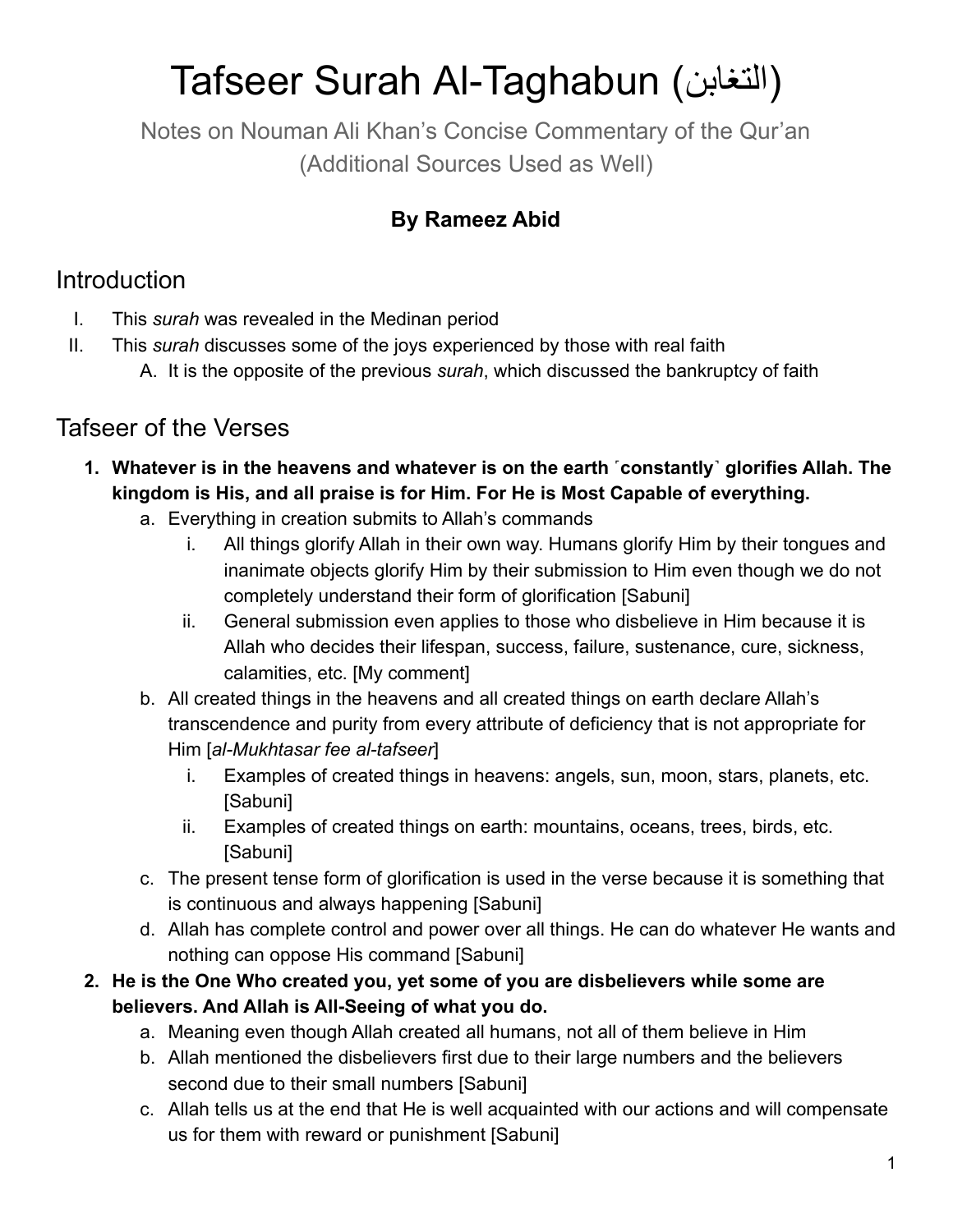# Tafseer Surah Al-Taghabun (التغابن)

Notes on Nouman Ali Khan's Concise Commentary of the Qur'an
(Additional Sources Used as Well)

**By Rameez Abid**

## Introduction

I. This *surah* was revealed in the Medinan period
II. This *surah* discusses some of the joys experienced by those with real faith
    A. It is the opposite of the previous *surah*, which discussed the bankruptcy of faith

## Tafseer of the Verses

1. **Whatever is in the heavens and whatever is on the earth ˹constantly˺ glorifies Allah. The kingdom is His, and all praise is for Him. For He is Most Capable of everything.**
    a. Everything in creation submits to Allah's commands
        i. All things glorify Allah in their own way. Humans glorify Him by their tongues and inanimate objects glorify Him by their submission to Him even though we do not completely understand their form of glorification [Sabuni]
        ii. General submission even applies to those who disbelieve in Him because it is Allah who decides their lifespan, success, failure, sustenance, cure, sickness, calamities, etc. [My comment]
    b. All created things in the heavens and all created things on earth declare Allah's transcendence and purity from every attribute of deficiency that is not appropriate for Him [*al-Mukhtasar fee al-tafseer*]
        i. Examples of created things in heavens: angels, sun, moon, stars, planets, etc. [Sabuni]
        ii. Examples of created things on earth: mountains, oceans, trees, birds, etc. [Sabuni]
    c. The present tense form of glorification is used in the verse because it is something that is continuous and always happening [Sabuni]
    d. Allah has complete control and power over all things. He can do whatever He wants and nothing can oppose His command [Sabuni]
2. **He is the One Who created you, yet some of you are disbelievers while some are believers. And Allah is All-Seeing of what you do.**
    a. Meaning even though Allah created all humans, not all of them believe in Him
    b. Allah mentioned the disbelievers first due to their large numbers and the believers second due to their small numbers [Sabuni]
    c. Allah tells us at the end that He is well acquainted with our actions and will compensate us for them with reward or punishment [Sabuni]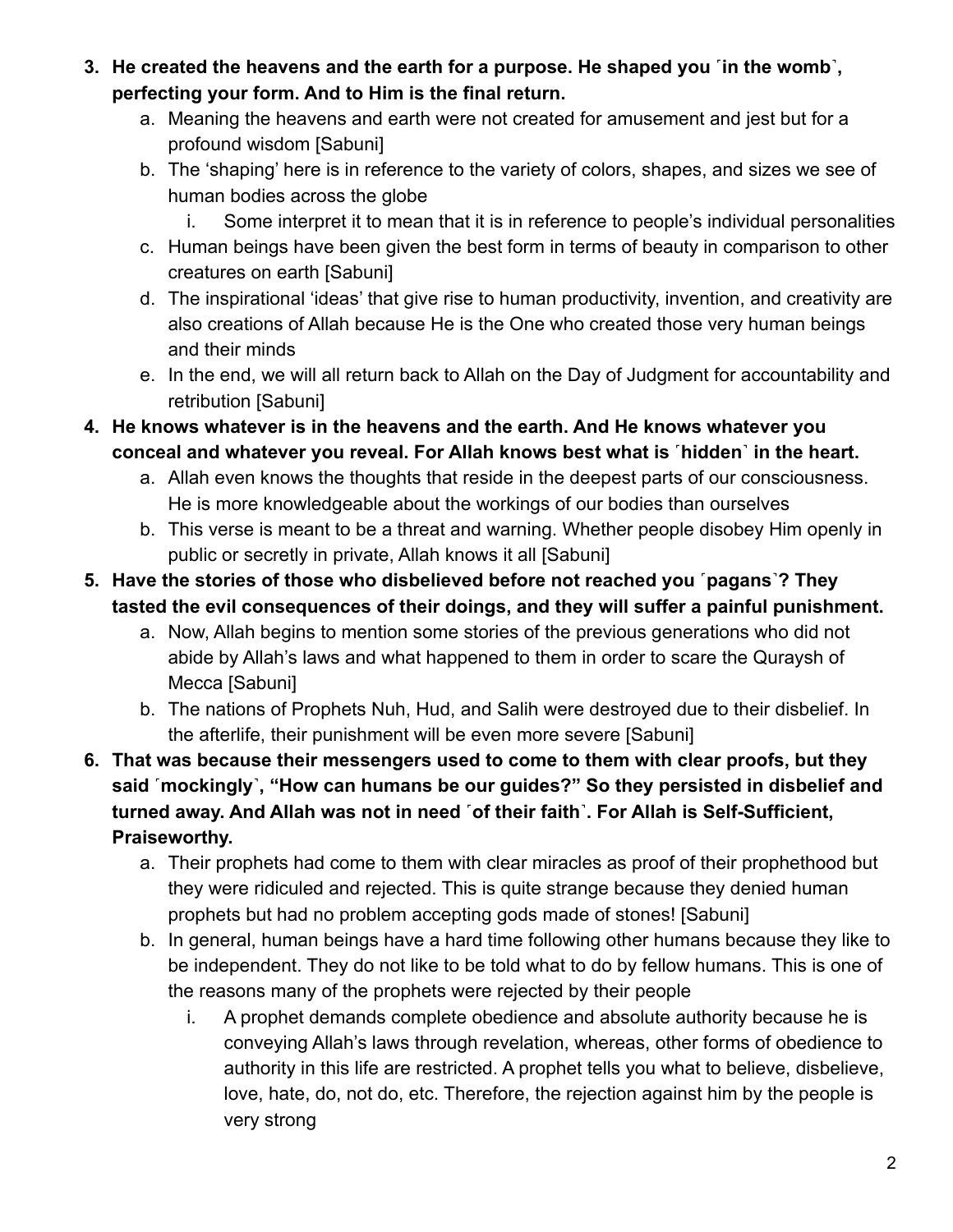3. **He created the heavens and the earth for a purpose. He shaped you ˹in the womb˺, perfecting your form. And to Him is the final return.**
    a. Meaning the heavens and earth were not created for amusement and jest but for a profound wisdom [Sabuni]
    b. The 'shaping' here is in reference to the variety of colors, shapes, and sizes we see of human bodies across the globe
        i. Some interpret it to mean that it is in reference to people's individual personalities
    c. Human beings have been given the best form in terms of beauty in comparison to other creatures on earth [Sabuni]
    d. The inspirational 'ideas' that give rise to human productivity, invention, and creativity are also creations of Allah because He is the One who created those very human beings and their minds
    e. In the end, we will all return back to Allah on the Day of Judgment for accountability and retribution [Sabuni]
4. **He knows whatever is in the heavens and the earth. And He knows whatever you conceal and whatever you reveal. For Allah knows best what is ˹hidden˺ in the heart.**
    a. Allah even knows the thoughts that reside in the deepest parts of our consciousness. He is more knowledgeable about the workings of our bodies than ourselves
    b. This verse is meant to be a threat and warning. Whether people disobey Him openly in public or secretly in private, Allah knows it all [Sabuni]
5. **Have the stories of those who disbelieved before not reached you ˹pagans˺? They tasted the evil consequences of their doings, and they will suffer a painful punishment.**
    a. Now, Allah begins to mention some stories of the previous generations who did not abide by Allah's laws and what happened to them in order to scare the Quraysh of Mecca [Sabuni]
    b. The nations of Prophets Nuh, Hud, and Salih were destroyed due to their disbelief. In the afterlife, their punishment will be even more severe [Sabuni]
6. **That was because their messengers used to come to them with clear proofs, but they said ˹mockingly˺, "How can humans be our guides?" So they persisted in disbelief and turned away. And Allah was not in need ˹of their faith˺. For Allah is Self-Sufficient, Praiseworthy.**
    a. Their prophets had come to them with clear miracles as proof of their prophethood but they were ridiculed and rejected. This is quite strange because they denied human prophets but had no problem accepting gods made of stones! [Sabuni]
    b. In general, human beings have a hard time following other humans because they like to be independent. They do not like to be told what to do by fellow humans. This is one of the reasons many of the prophets were rejected by their people
        i. A prophet demands complete obedience and absolute authority because he is conveying Allah's laws through revelation, whereas, other forms of obedience to authority in this life are restricted. A prophet tells you what to believe, disbelieve, love, hate, do, not do, etc. Therefore, the rejection against him by the people is very strong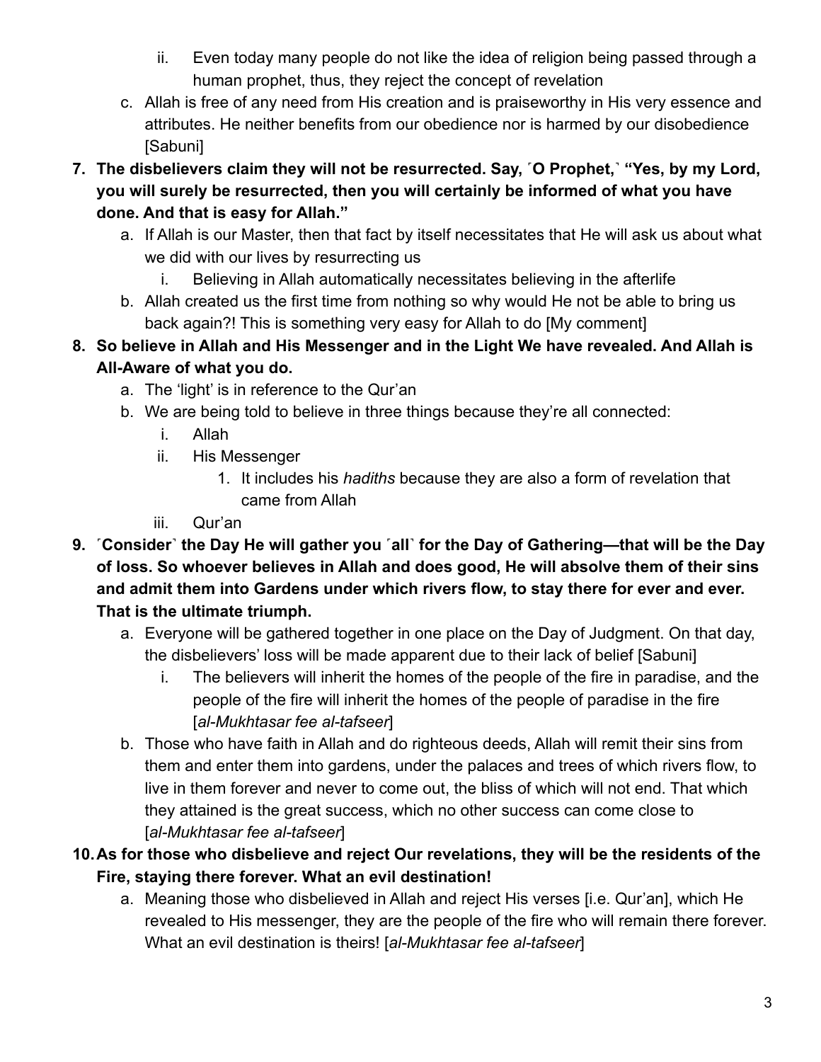ii. Even today many people do not like the idea of religion being passed through a human prophet, thus, they reject the concept of revelation

   c. Allah is free of any need from His creation and is praiseworthy in His very essence and attributes. He neither benefits from our obedience nor is harmed by our disobedience [Sabuni]

7. **The disbelievers claim they will not be resurrected. Say, ˹O Prophet,˺ "Yes, by my Lord, you will surely be resurrected, then you will certainly be informed of what you have done. And that is easy for Allah."**
   a. If Allah is our Master, then that fact by itself necessitates that He will ask us about what we did with our lives by resurrecting us
      i. Believing in Allah automatically necessitates believing in the afterlife
   b. Allah created us the first time from nothing so why would He not be able to bring us back again?! This is something very easy for Allah to do [My comment]

8. **So believe in Allah and His Messenger and in the Light We have revealed. And Allah is All-Aware of what you do.**
   a. The 'light' is in reference to the Qur'an
   b. We are being told to believe in three things because they're all connected:
      i. Allah
      ii. His Messenger
         1. It includes his *hadiths* because they are also a form of revelation that came from Allah
      iii. Qur'an

9. **˹Consider˺ the Day He will gather you ˹all˺ for the Day of Gathering—that will be the Day of loss. So whoever believes in Allah and does good, He will absolve them of their sins and admit them into Gardens under which rivers flow, to stay there for ever and ever. That is the ultimate triumph.**
   a. Everyone will be gathered together in one place on the Day of Judgment. On that day, the disbelievers' loss will be made apparent due to their lack of belief [Sabuni]
      i. The believers will inherit the homes of the people of the fire in paradise, and the people of the fire will inherit the homes of the people of paradise in the fire [*al-Mukhtasar fee al-tafseer*]
   b. Those who have faith in Allah and do righteous deeds, Allah will remit their sins from them and enter them into gardens, under the palaces and trees of which rivers flow, to live in them forever and never to come out, the bliss of which will not end. That which they attained is the great success, which no other success can come close to [*al-Mukhtasar fee al-tafseer*]

10. **As for those who disbelieve and reject Our revelations, they will be the residents of the Fire, staying there forever. What an evil destination!**
    a. Meaning those who disbelieved in Allah and reject His verses [i.e. Qur'an], which He revealed to His messenger, they are the people of the fire who will remain there forever. What an evil destination is theirs! [*al-Mukhtasar fee al-tafseer*]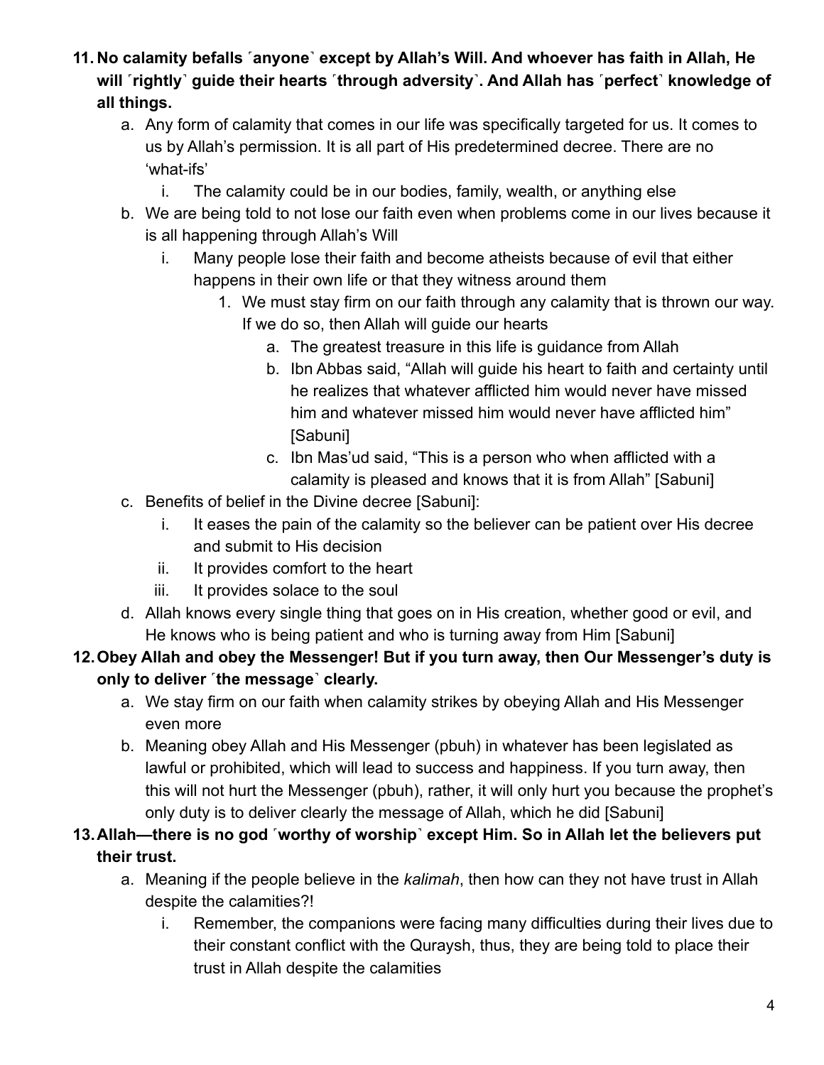11. **No calamity befalls ˹anyone˺ except by Allah's Will. And whoever has faith in Allah, He will ˹rightly˺ guide their hearts ˹through adversity˺. And Allah has ˹perfect˺ knowledge of all things.**
    a. Any form of calamity that comes in our life was specifically targeted for us. It comes to us by Allah's permission. It is all part of His predetermined decree. There are no 'what-ifs'
        i. The calamity could be in our bodies, family, wealth, or anything else
    b. We are being told to not lose our faith even when problems come in our lives because it is all happening through Allah's Will
        i. Many people lose their faith and become atheists because of evil that either happens in their own life or that they witness around them
            1. We must stay firm on our faith through any calamity that is thrown our way. If we do so, then Allah will guide our hearts
                a. The greatest treasure in this life is guidance from Allah
                b. Ibn Abbas said, "Allah will guide his heart to faith and certainty until he realizes that whatever afflicted him would never have missed him and whatever missed him would never have afflicted him" [Sabuni]
                c. Ibn Mas'ud said, "This is a person who when afflicted with a calamity is pleased and knows that it is from Allah" [Sabuni]
    c. Benefits of belief in the Divine decree [Sabuni]:
        i. It eases the pain of the calamity so the believer can be patient over His decree and submit to His decision
        ii. It provides comfort to the heart
        iii. It provides solace to the soul
    d. Allah knows every single thing that goes on in His creation, whether good or evil, and He knows who is being patient and who is turning away from Him [Sabuni]
12. **Obey Allah and obey the Messenger! But if you turn away, then Our Messenger's duty is only to deliver ˹the message˺ clearly.**
    a. We stay firm on our faith when calamity strikes by obeying Allah and His Messenger even more
    b. Meaning obey Allah and His Messenger (pbuh) in whatever has been legislated as lawful or prohibited, which will lead to success and happiness. If you turn away, then this will not hurt the Messenger (pbuh), rather, it will only hurt you because the prophet's only duty is to deliver clearly the message of Allah, which he did [Sabuni]
13. **Allah—there is no god ˹worthy of worship˺ except Him. So in Allah let the believers put their trust.**
    a. Meaning if the people believe in the *kalimah*, then how can they not have trust in Allah despite the calamities?!
        i. Remember, the companions were facing many difficulties during their lives due to their constant conflict with the Quraysh, thus, they are being told to place their trust in Allah despite the calamities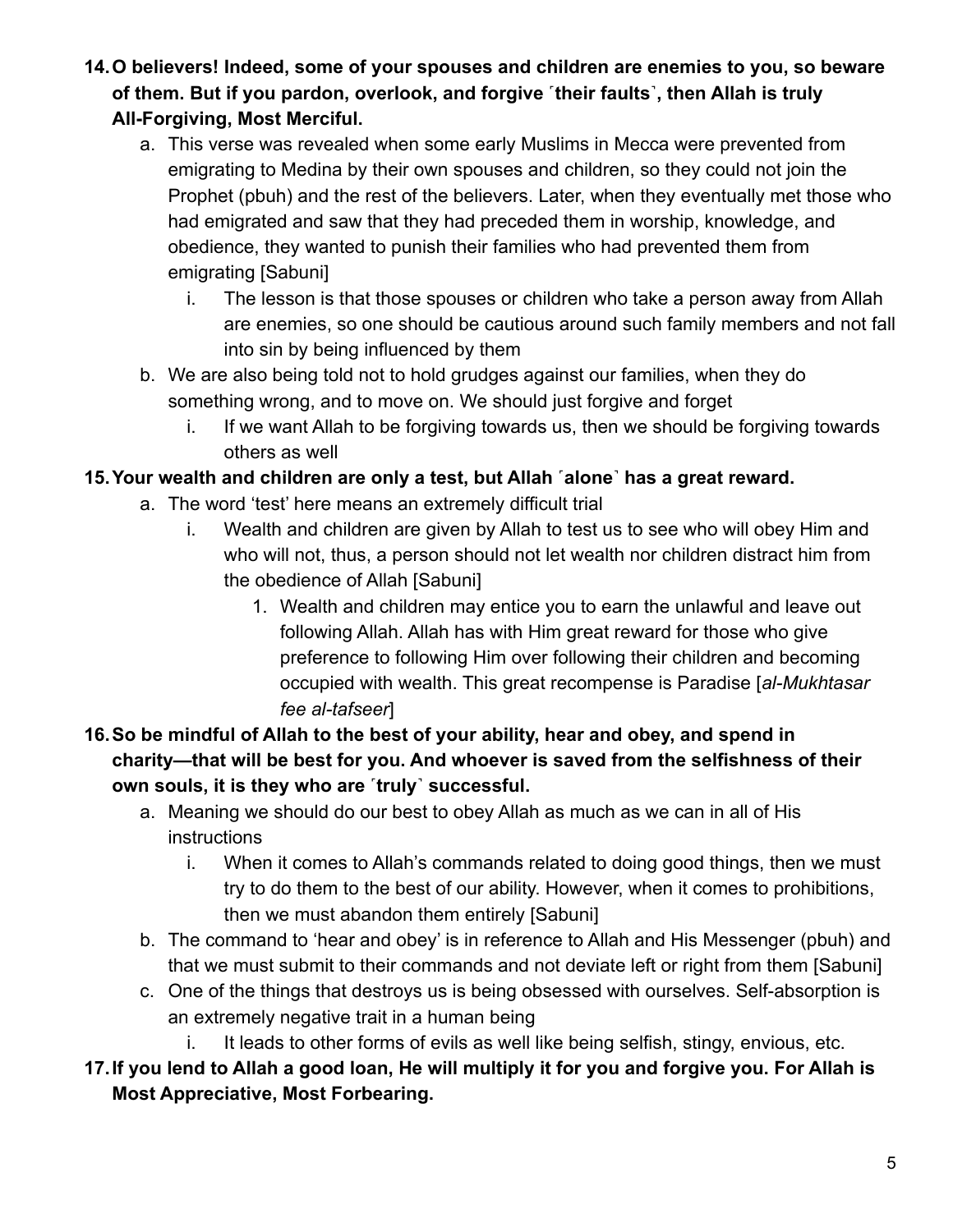14. **O believers! Indeed, some of your spouses and children are enemies to you, so beware of them. But if you pardon, overlook, and forgive ˹their faults˺, then Allah is truly All-Forgiving, Most Merciful.**
    a. This verse was revealed when some early Muslims in Mecca were prevented from emigrating to Medina by their own spouses and children, so they could not join the Prophet (pbuh) and the rest of the believers. Later, when they eventually met those who had emigrated and saw that they had preceded them in worship, knowledge, and obedience, they wanted to punish their families who had prevented them from emigrating [Sabuni]
        i. The lesson is that those spouses or children who take a person away from Allah are enemies, so one should be cautious around such family members and not fall into sin by being influenced by them
    b. We are also being told not to hold grudges against our families, when they do something wrong, and to move on. We should just forgive and forget
        i. If we want Allah to be forgiving towards us, then we should be forgiving towards others as well
15. **Your wealth and children are only a test, but Allah ˹alone˺ has a great reward.**
    a. The word 'test' here means an extremely difficult trial
        i. Wealth and children are given by Allah to test us to see who will obey Him and who will not, thus, a person should not let wealth nor children distract him from the obedience of Allah [Sabuni]
            1. Wealth and children may entice you to earn the unlawful and leave out following Allah. Allah has with Him great reward for those who give preference to following Him over following their children and becoming occupied with wealth. This great recompense is Paradise [*al-Mukhtasar fee al-tafseer*]
16. **So be mindful of Allah to the best of your ability, hear and obey, and spend in charity—that will be best for you. And whoever is saved from the selfishness of their own souls, it is they who are ˹truly˺ successful.**
    a. Meaning we should do our best to obey Allah as much as we can in all of His instructions
        i. When it comes to Allah's commands related to doing good things, then we must try to do them to the best of our ability. However, when it comes to prohibitions, then we must abandon them entirely [Sabuni]
    b. The command to 'hear and obey' is in reference to Allah and His Messenger (pbuh) and that we must submit to their commands and not deviate left or right from them [Sabuni]
    c. One of the things that destroys us is being obsessed with ourselves. Self-absorption is an extremely negative trait in a human being
        i. It leads to other forms of evils as well like being selfish, stingy, envious, etc.
17. **If you lend to Allah a good loan, He will multiply it for you and forgive you. For Allah is Most Appreciative, Most Forbearing.**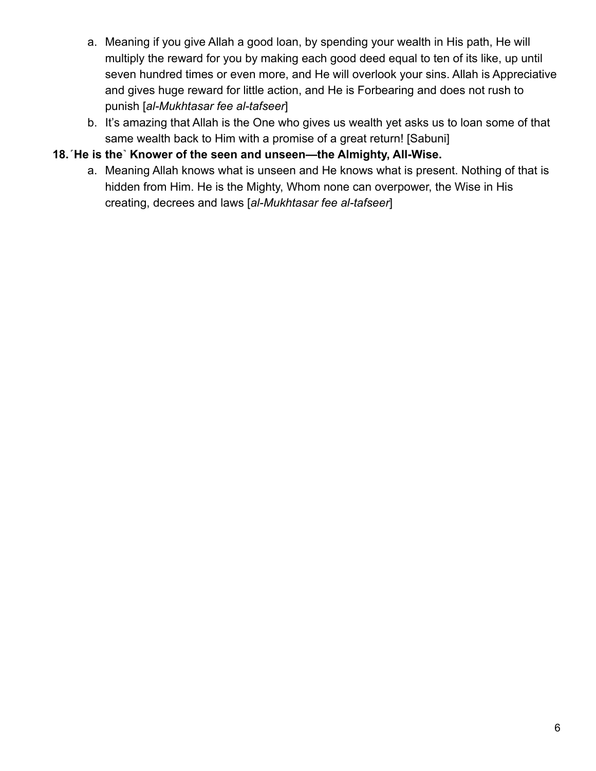a. Meaning if you give Allah a good loan, by spending your wealth in His path, He will multiply the reward for you by making each good deed equal to ten of its like, up until seven hundred times or even more, and He will overlook your sins. Allah is Appreciative and gives huge reward for little action, and He is Forbearing and does not rush to punish [*al-Mukhtasar fee al-tafseer*]

b. It's amazing that Allah is the One who gives us wealth yet asks us to loan some of that same wealth back to Him with a promise of a great return! [Sabuni]

**18. ˹He is the˺ Knower of the seen and unseen—the Almighty, All-Wise.**

a. Meaning Allah knows what is unseen and He knows what is present. Nothing of that is hidden from Him. He is the Mighty, Whom none can overpower, the Wise in His creating, decrees and laws [*al-Mukhtasar fee al-tafseer*]